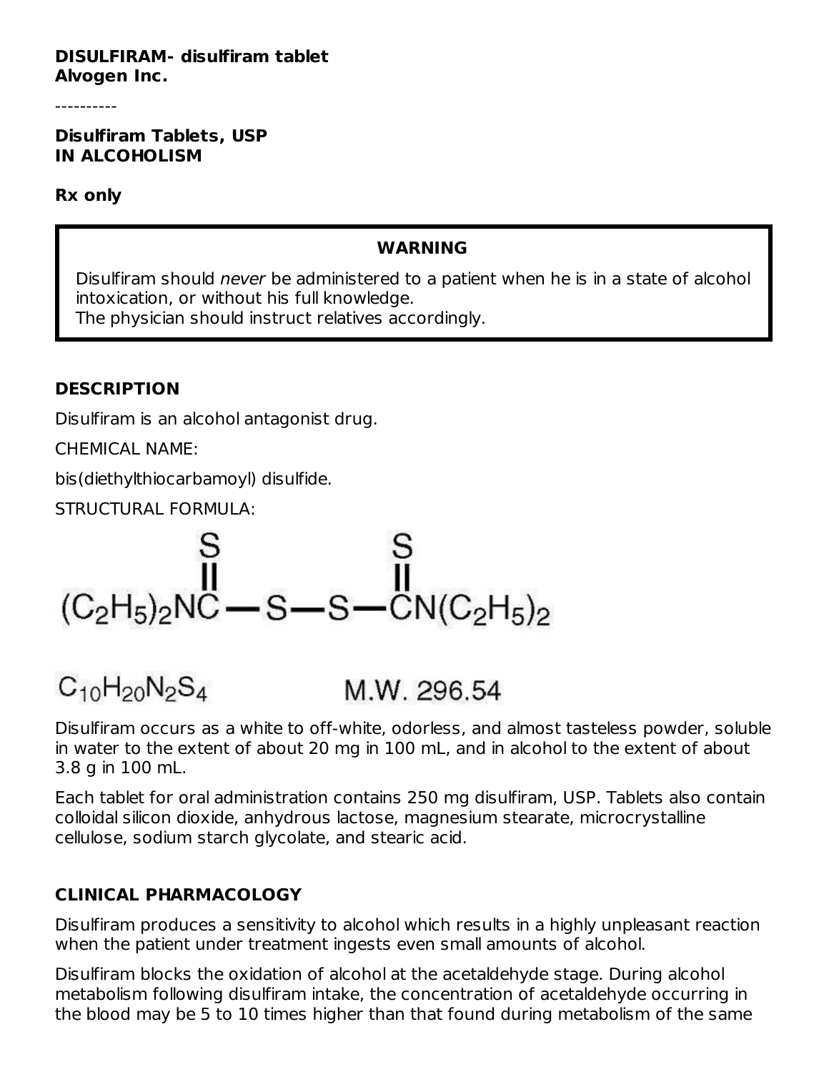**DISULFIRAM- disulfiram tablet**
**Alvogen Inc.**

----------

**Disulfiram Tablets, USP**
**IN ALCOHOLISM**

**Rx only**

> **WARNING**
>
> Disulfiram should *never* be administered to a patient when he is in a state of alcohol intoxication, or without his full knowledge.
> The physician should instruct relatives accordingly.

## DESCRIPTION

Disulfiram is an alcohol antagonist drug.

CHEMICAL NAME:

bis(diethylthiocarbamoyl) disulfide.

STRUCTURAL FORMULA:

$$(C_2H_5)_2N\overset{\overset{\displaystyle S}{\|}}{C}-S-S-\overset{\overset{\displaystyle S}{\|}}{C}N(C_2H_5)_2$$

$C_{10}H_{20}N_2S_4$ M.W. 296.54

Disulfiram occurs as a white to off-white, odorless, and almost tasteless powder, soluble in water to the extent of about 20 mg in 100 mL, and in alcohol to the extent of about 3.8 g in 100 mL.

Each tablet for oral administration contains 250 mg disulfiram, USP. Tablets also contain colloidal silicon dioxide, anhydrous lactose, magnesium stearate, microcrystalline cellulose, sodium starch glycolate, and stearic acid.

## CLINICAL PHARMACOLOGY

Disulfiram produces a sensitivity to alcohol which results in a highly unpleasant reaction when the patient under treatment ingests even small amounts of alcohol.

Disulfiram blocks the oxidation of alcohol at the acetaldehyde stage. During alcohol metabolism following disulfiram intake, the concentration of acetaldehyde occurring in the blood may be 5 to 10 times higher than that found during metabolism of the same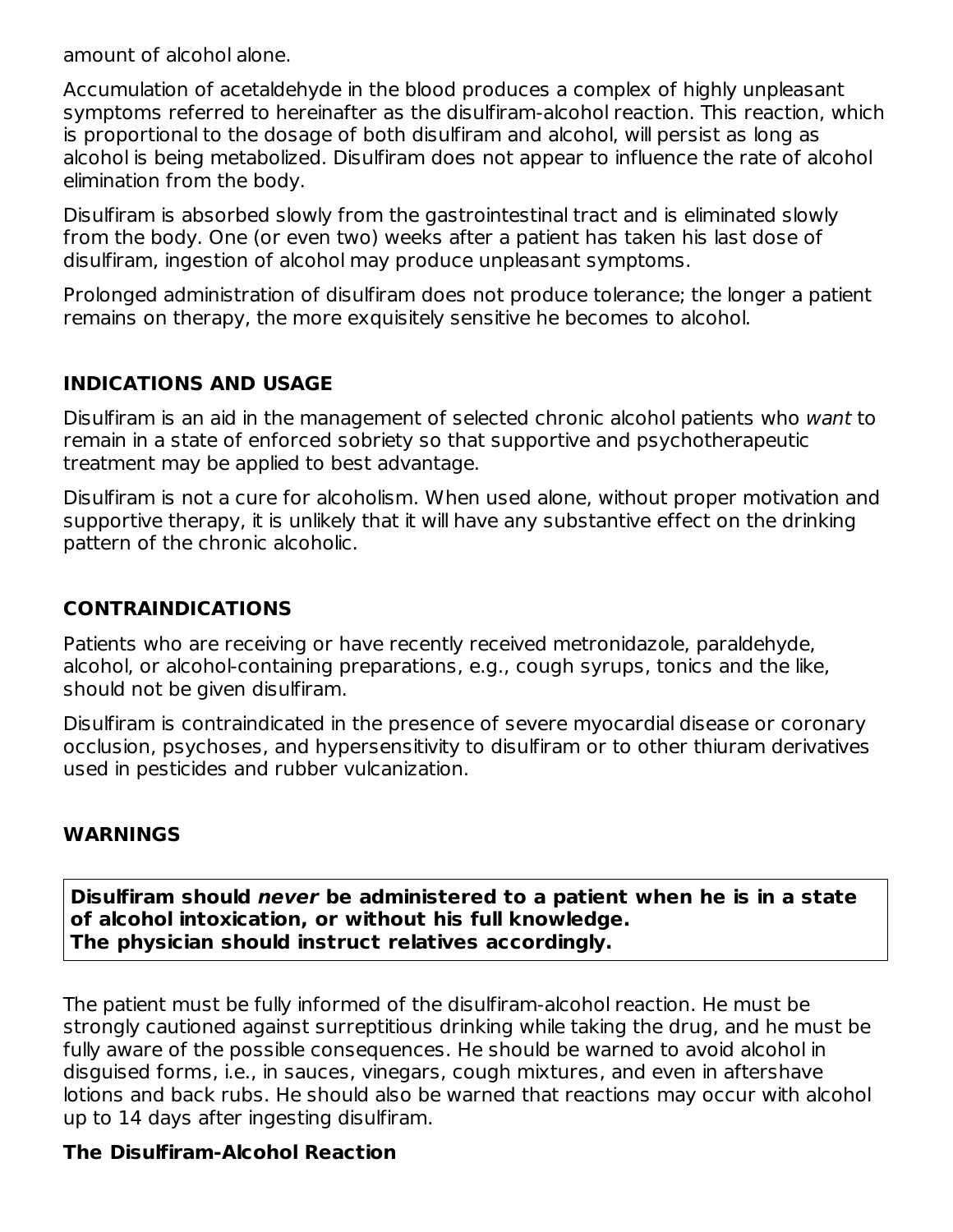amount of alcohol alone.

Accumulation of acetaldehyde in the blood produces a complex of highly unpleasant symptoms referred to hereinafter as the disulfiram-alcohol reaction. This reaction, which is proportional to the dosage of both disulfiram and alcohol, will persist as long as alcohol is being metabolized. Disulfiram does not appear to influence the rate of alcohol elimination from the body.

Disulfiram is absorbed slowly from the gastrointestinal tract and is eliminated slowly from the body. One (or even two) weeks after a patient has taken his last dose of disulfiram, ingestion of alcohol may produce unpleasant symptoms.

Prolonged administration of disulfiram does not produce tolerance; the longer a patient remains on therapy, the more exquisitely sensitive he becomes to alcohol.

## INDICATIONS AND USAGE

Disulfiram is an aid in the management of selected chronic alcohol patients who *want* to remain in a state of enforced sobriety so that supportive and psychotherapeutic treatment may be applied to best advantage.

Disulfiram is not a cure for alcoholism. When used alone, without proper motivation and supportive therapy, it is unlikely that it will have any substantive effect on the drinking pattern of the chronic alcoholic.

## CONTRAINDICATIONS

Patients who are receiving or have recently received metronidazole, paraldehyde, alcohol, or alcohol-containing preparations, e.g., cough syrups, tonics and the like, should not be given disulfiram.

Disulfiram is contraindicated in the presence of severe myocardial disease or coronary occlusion, psychoses, and hypersensitivity to disulfiram or to other thiuram derivatives used in pesticides and rubber vulcanization.

## WARNINGS

**Disulfiram should *never* be administered to a patient when he is in a state of alcohol intoxication, or without his full knowledge.**
**The physician should instruct relatives accordingly.**

The patient must be fully informed of the disulfiram-alcohol reaction. He must be strongly cautioned against surreptitious drinking while taking the drug, and he must be fully aware of the possible consequences. He should be warned to avoid alcohol in disguised forms, i.e., in sauces, vinegars, cough mixtures, and even in aftershave lotions and back rubs. He should also be warned that reactions may occur with alcohol up to 14 days after ingesting disulfiram.

### The Disulfiram-Alcohol Reaction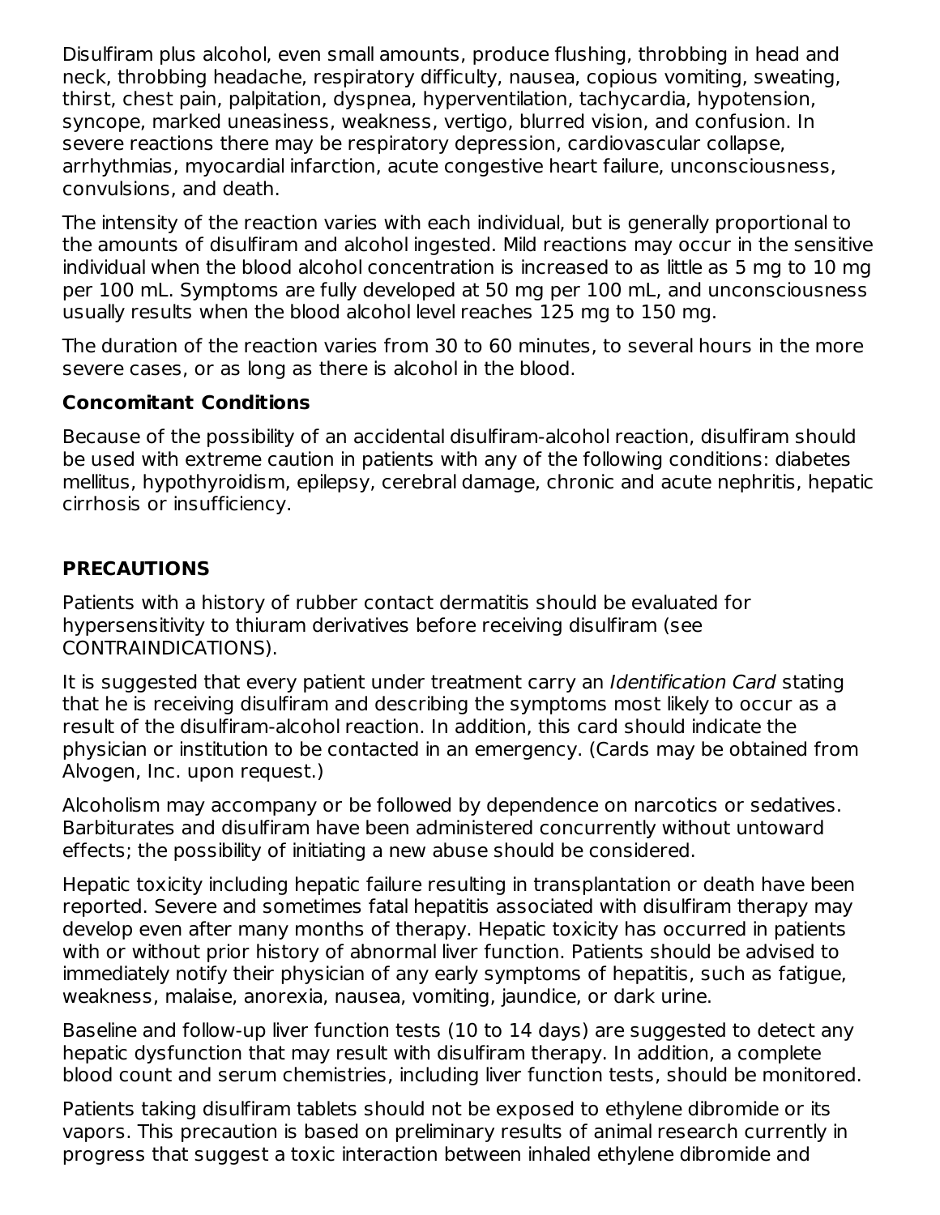Disulfiram plus alcohol, even small amounts, produce flushing, throbbing in head and neck, throbbing headache, respiratory difficulty, nausea, copious vomiting, sweating, thirst, chest pain, palpitation, dyspnea, hyperventilation, tachycardia, hypotension, syncope, marked uneasiness, weakness, vertigo, blurred vision, and confusion. In severe reactions there may be respiratory depression, cardiovascular collapse, arrhythmias, myocardial infarction, acute congestive heart failure, unconsciousness, convulsions, and death.

The intensity of the reaction varies with each individual, but is generally proportional to the amounts of disulfiram and alcohol ingested. Mild reactions may occur in the sensitive individual when the blood alcohol concentration is increased to as little as 5 mg to 10 mg per 100 mL. Symptoms are fully developed at 50 mg per 100 mL, and unconsciousness usually results when the blood alcohol level reaches 125 mg to 150 mg.

The duration of the reaction varies from 30 to 60 minutes, to several hours in the more severe cases, or as long as there is alcohol in the blood.

**Concomitant Conditions**

Because of the possibility of an accidental disulfiram-alcohol reaction, disulfiram should be used with extreme caution in patients with any of the following conditions: diabetes mellitus, hypothyroidism, epilepsy, cerebral damage, chronic and acute nephritis, hepatic cirrhosis or insufficiency.

## PRECAUTIONS

Patients with a history of rubber contact dermatitis should be evaluated for hypersensitivity to thiuram derivatives before receiving disulfiram (see CONTRAINDICATIONS).

It is suggested that every patient under treatment carry an *Identification Card* stating that he is receiving disulfiram and describing the symptoms most likely to occur as a result of the disulfiram-alcohol reaction. In addition, this card should indicate the physician or institution to be contacted in an emergency. (Cards may be obtained from Alvogen, Inc. upon request.)

Alcoholism may accompany or be followed by dependence on narcotics or sedatives. Barbiturates and disulfiram have been administered concurrently without untoward effects; the possibility of initiating a new abuse should be considered.

Hepatic toxicity including hepatic failure resulting in transplantation or death have been reported. Severe and sometimes fatal hepatitis associated with disulfiram therapy may develop even after many months of therapy. Hepatic toxicity has occurred in patients with or without prior history of abnormal liver function. Patients should be advised to immediately notify their physician of any early symptoms of hepatitis, such as fatigue, weakness, malaise, anorexia, nausea, vomiting, jaundice, or dark urine.

Baseline and follow-up liver function tests (10 to 14 days) are suggested to detect any hepatic dysfunction that may result with disulfiram therapy. In addition, a complete blood count and serum chemistries, including liver function tests, should be monitored.

Patients taking disulfiram tablets should not be exposed to ethylene dibromide or its vapors. This precaution is based on preliminary results of animal research currently in progress that suggest a toxic interaction between inhaled ethylene dibromide and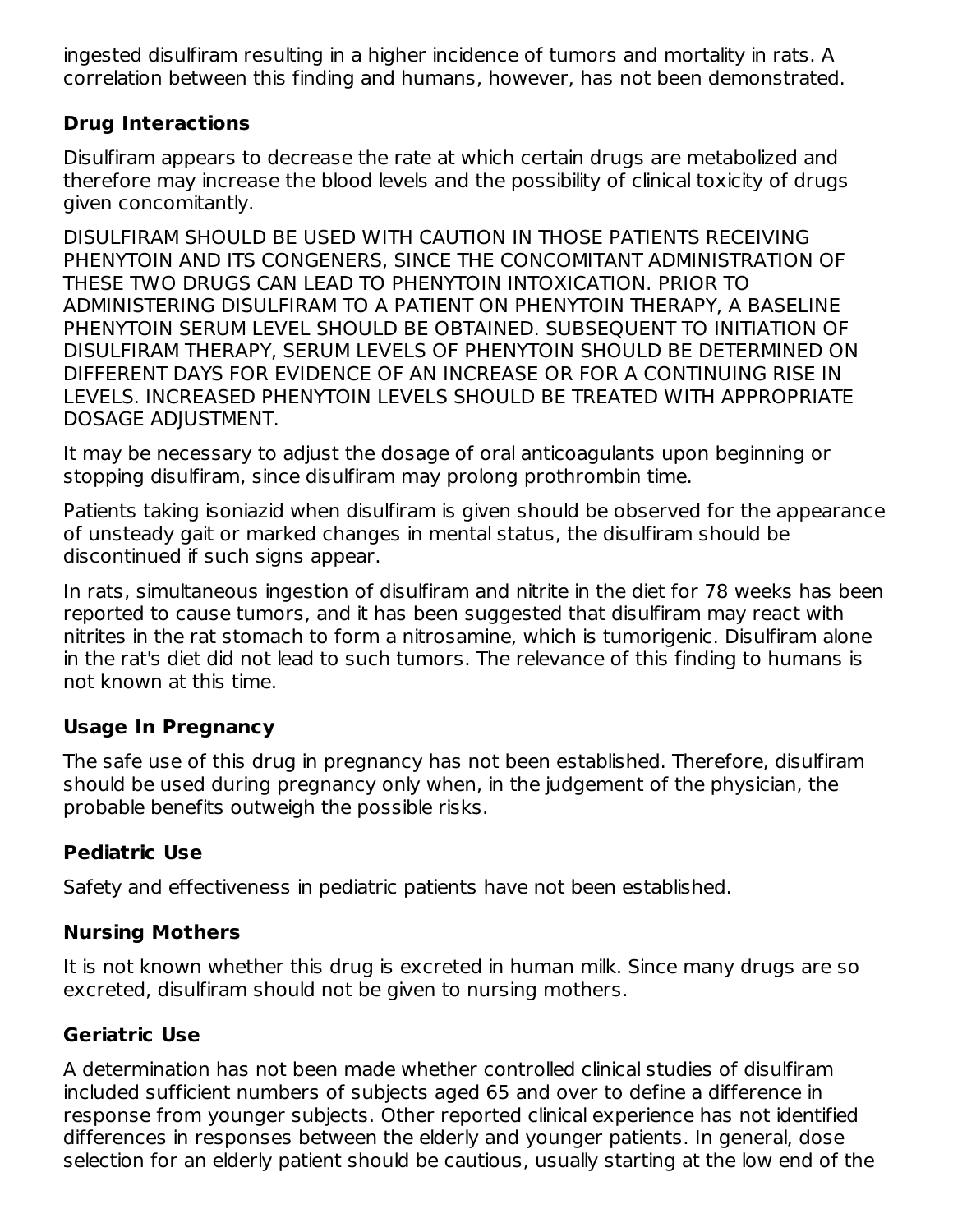ingested disulfiram resulting in a higher incidence of tumors and mortality in rats. A correlation between this finding and humans, however, has not been demonstrated.

### Drug Interactions

Disulfiram appears to decrease the rate at which certain drugs are metabolized and therefore may increase the blood levels and the possibility of clinical toxicity of drugs given concomitantly.

DISULFIRAM SHOULD BE USED WITH CAUTION IN THOSE PATIENTS RECEIVING PHENYTOIN AND ITS CONGENERS, SINCE THE CONCOMITANT ADMINISTRATION OF THESE TWO DRUGS CAN LEAD TO PHENYTOIN INTOXICATION. PRIOR TO ADMINISTERING DISULFIRAM TO A PATIENT ON PHENYTOIN THERAPY, A BASELINE PHENYTOIN SERUM LEVEL SHOULD BE OBTAINED. SUBSEQUENT TO INITIATION OF DISULFIRAM THERAPY, SERUM LEVELS OF PHENYTOIN SHOULD BE DETERMINED ON DIFFERENT DAYS FOR EVIDENCE OF AN INCREASE OR FOR A CONTINUING RISE IN LEVELS. INCREASED PHENYTOIN LEVELS SHOULD BE TREATED WITH APPROPRIATE DOSAGE ADJUSTMENT.

It may be necessary to adjust the dosage of oral anticoagulants upon beginning or stopping disulfiram, since disulfiram may prolong prothrombin time.

Patients taking isoniazid when disulfiram is given should be observed for the appearance of unsteady gait or marked changes in mental status, the disulfiram should be discontinued if such signs appear.

In rats, simultaneous ingestion of disulfiram and nitrite in the diet for 78 weeks has been reported to cause tumors, and it has been suggested that disulfiram may react with nitrites in the rat stomach to form a nitrosamine, which is tumorigenic. Disulfiram alone in the rat's diet did not lead to such tumors. The relevance of this finding to humans is not known at this time.

### Usage In Pregnancy

The safe use of this drug in pregnancy has not been established. Therefore, disulfiram should be used during pregnancy only when, in the judgement of the physician, the probable benefits outweigh the possible risks.

### Pediatric Use

Safety and effectiveness in pediatric patients have not been established.

### Nursing Mothers

It is not known whether this drug is excreted in human milk. Since many drugs are so excreted, disulfiram should not be given to nursing mothers.

### Geriatric Use

A determination has not been made whether controlled clinical studies of disulfiram included sufficient numbers of subjects aged 65 and over to define a difference in response from younger subjects. Other reported clinical experience has not identified differences in responses between the elderly and younger patients. In general, dose selection for an elderly patient should be cautious, usually starting at the low end of the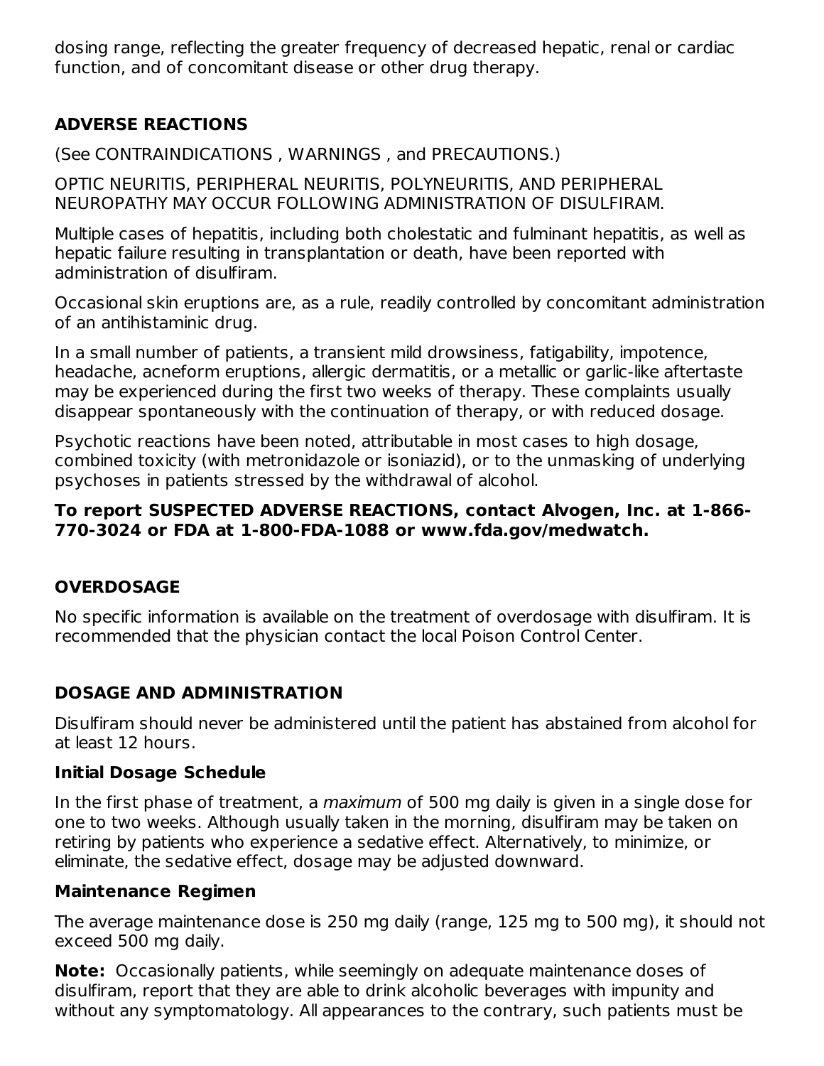dosing range, reflecting the greater frequency of decreased hepatic, renal or cardiac function, and of concomitant disease or other drug therapy.

## ADVERSE REACTIONS

(See CONTRAINDICATIONS , WARNINGS , and PRECAUTIONS.)

OPTIC NEURITIS, PERIPHERAL NEURITIS, POLYNEURITIS, AND PERIPHERAL NEUROPATHY MAY OCCUR FOLLOWING ADMINISTRATION OF DISULFIRAM.

Multiple cases of hepatitis, including both cholestatic and fulminant hepatitis, as well as hepatic failure resulting in transplantation or death, have been reported with administration of disulfiram.

Occasional skin eruptions are, as a rule, readily controlled by concomitant administration of an antihistaminic drug.

In a small number of patients, a transient mild drowsiness, fatigability, impotence, headache, acneform eruptions, allergic dermatitis, or a metallic or garlic-like aftertaste may be experienced during the first two weeks of therapy. These complaints usually disappear spontaneously with the continuation of therapy, or with reduced dosage.

Psychotic reactions have been noted, attributable in most cases to high dosage, combined toxicity (with metronidazole or isoniazid), or to the unmasking of underlying psychoses in patients stressed by the withdrawal of alcohol.

**To report SUSPECTED ADVERSE REACTIONS, contact Alvogen, Inc. at 1-866-770-3024 or FDA at 1-800-FDA-1088 or www.fda.gov/medwatch.**

## OVERDOSAGE

No specific information is available on the treatment of overdosage with disulfiram. It is recommended that the physician contact the local Poison Control Center.

## DOSAGE AND ADMINISTRATION

Disulfiram should never be administered until the patient has abstained from alcohol for at least 12 hours.

### Initial Dosage Schedule

In the first phase of treatment, a *maximum* of 500 mg daily is given in a single dose for one to two weeks. Although usually taken in the morning, disulfiram may be taken on retiring by patients who experience a sedative effect. Alternatively, to minimize, or eliminate, the sedative effect, dosage may be adjusted downward.

### Maintenance Regimen

The average maintenance dose is 250 mg daily (range, 125 mg to 500 mg), it should not exceed 500 mg daily.

**Note:** Occasionally patients, while seemingly on adequate maintenance doses of disulfiram, report that they are able to drink alcoholic beverages with impunity and without any symptomatology. All appearances to the contrary, such patients must be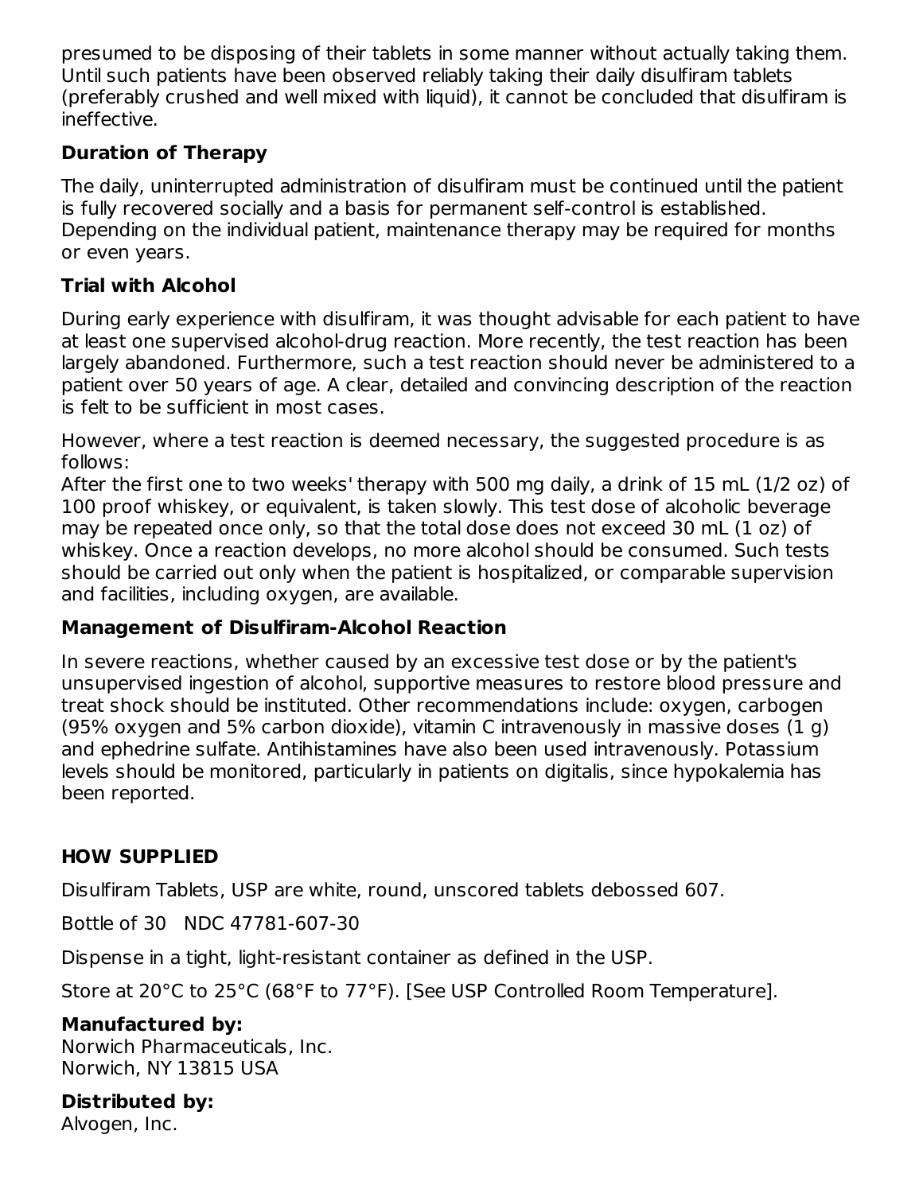presumed to be disposing of their tablets in some manner without actually taking them. Until such patients have been observed reliably taking their daily disulfiram tablets (preferably crushed and well mixed with liquid), it cannot be concluded that disulfiram is ineffective.

### Duration of Therapy

The daily, uninterrupted administration of disulfiram must be continued until the patient is fully recovered socially and a basis for permanent self-control is established. Depending on the individual patient, maintenance therapy may be required for months or even years.

### Trial with Alcohol

During early experience with disulfiram, it was thought advisable for each patient to have at least one supervised alcohol-drug reaction. More recently, the test reaction has been largely abandoned. Furthermore, such a test reaction should never be administered to a patient over 50 years of age. A clear, detailed and convincing description of the reaction is felt to be sufficient in most cases.

However, where a test reaction is deemed necessary, the suggested procedure is as follows:
After the first one to two weeks' therapy with 500 mg daily, a drink of 15 mL (1/2 oz) of 100 proof whiskey, or equivalent, is taken slowly. This test dose of alcoholic beverage may be repeated once only, so that the total dose does not exceed 30 mL (1 oz) of whiskey. Once a reaction develops, no more alcohol should be consumed. Such tests should be carried out only when the patient is hospitalized, or comparable supervision and facilities, including oxygen, are available.

### Management of Disulfiram-Alcohol Reaction

In severe reactions, whether caused by an excessive test dose or by the patient's unsupervised ingestion of alcohol, supportive measures to restore blood pressure and treat shock should be instituted. Other recommendations include: oxygen, carbogen (95% oxygen and 5% carbon dioxide), vitamin C intravenously in massive doses (1 g) and ephedrine sulfate. Antihistamines have also been used intravenously. Potassium levels should be monitored, particularly in patients on digitalis, since hypokalemia has been reported.

## HOW SUPPLIED

Disulfiram Tablets, USP are white, round, unscored tablets debossed 607.

Bottle of 30 NDC 47781-607-30

Dispense in a tight, light-resistant container as defined in the USP.

Store at 20°C to 25°C (68°F to 77°F). [See USP Controlled Room Temperature].

**Manufactured by:**
Norwich Pharmaceuticals, Inc.
Norwich, NY 13815 USA

**Distributed by:**
Alvogen, Inc.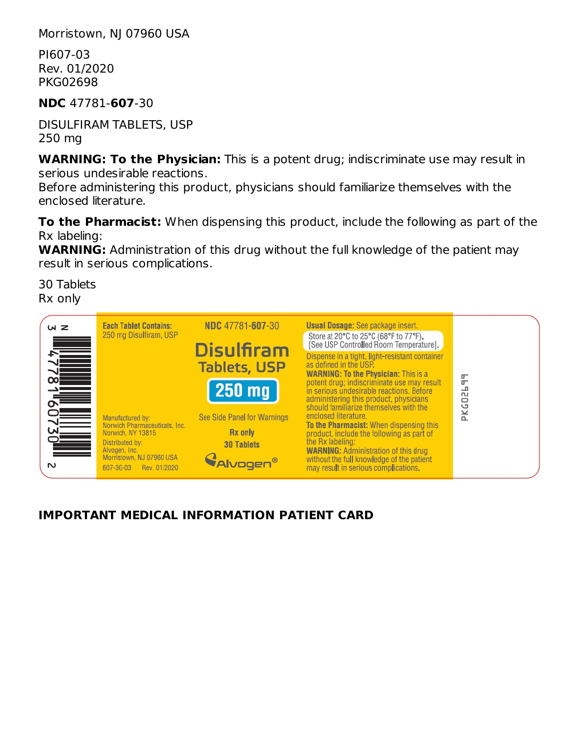Morristown, NJ 07960 USA

PI607-03
Rev. 01/2020
PKG02698

**NDC** 47781-**607**-30

DISULFIRAM TABLETS, USP
250 mg

**WARNING: To the Physician:** This is a potent drug; indiscriminate use may result in serious undesirable reactions.
Before administering this product, physicians should familiarize themselves with the enclosed literature.

**To the Pharmacist:** When dispensing this product, include the following as part of the Rx labeling:
**WARNING:** Administration of this drug without the full knowledge of the patient may result in serious complications.

30 Tablets
Rx only

**Each Tablet Contains:**
250 mg Disulfiram, USP

Manufactured by:
Norwich Pharmaceuticals, Inc.
Norwich, NY 13815
Distributed by:
Alvogen, Inc.
Morristown, NJ 07960 USA
607-30-03 Rev. 01/2020

**NDC** 47781-**607**-30

**Disulfiram Tablets, USP**

**250 mg**

See Side Panel for Warnings

**Rx only**

**30 Tablets**

Alvogen®

**Usual Dosage:** See package insert.

Store at 20°C to 25°C (68°F to 77°F).
[See USP Controlled Room Temperature].

Dispense in a tight, light-resistant container as defined in the USP.

**WARNING: To the Physician:** This is a potent drug; indiscriminate use may result in serious undesirable reactions. Before administering this product, physicians should familiarize themselves with the enclosed literature.

**To the Pharmacist:** When dispensing this product, include the following as part of the Rx labeling:

**WARNING:** Administration of this drug without the full knowledge of the patient may result in serious complications.

PKG02699

3 47781 60730 2

**IMPORTANT MEDICAL INFORMATION PATIENT CARD**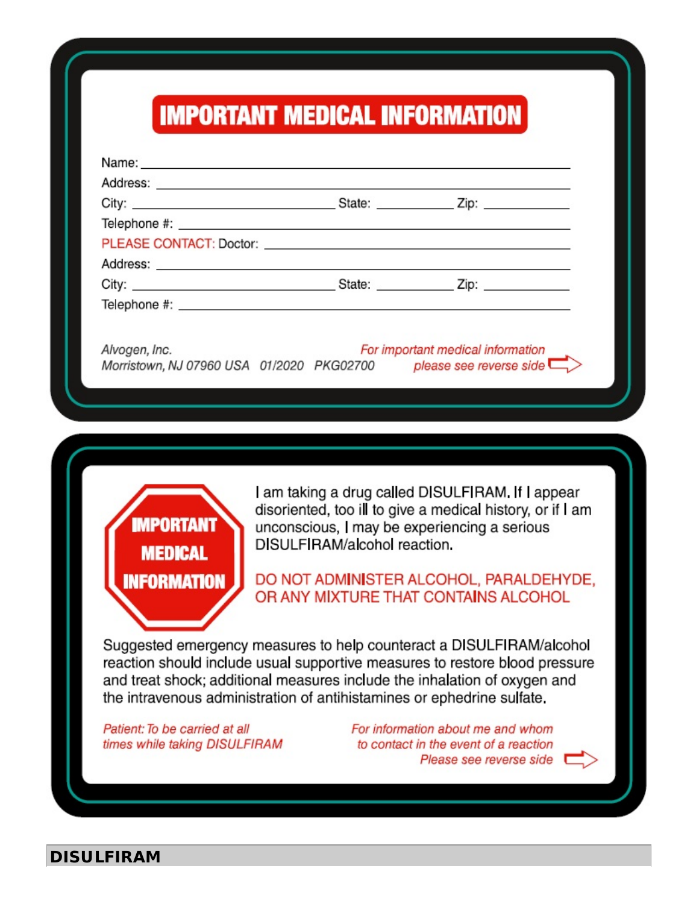## IMPORTANT MEDICAL INFORMATION

Name: ____________________________________________

Address: ____________________________________________

City: ______________________ State: __________ Zip: __________

Telephone #: ____________________________________________

PLEASE CONTACT: Doctor: ____________________________________________

Address: ____________________________________________

City: ______________________ State: __________ Zip: __________

Telephone #: ____________________________________________

*Alvogen, Inc.*
*Morristown, NJ 07960 USA 01/2020 PKG02700*

*For important medical information please see reverse side* ⇨

---

**IMPORTANT MEDICAL INFORMATION**

I am taking a drug called DISULFIRAM. If I appear disoriented, too ill to give a medical history, or if I am unconscious, I may be experiencing a serious DISULFIRAM/alcohol reaction.

DO NOT ADMINISTER ALCOHOL, PARALDEHYDE, OR ANY MIXTURE THAT CONTAINS ALCOHOL

Suggested emergency measures to help counteract a DISULFIRAM/alcohol reaction should include usual supportive measures to restore blood pressure and treat shock; additional measures include the inhalation of oxygen and the intravenous administration of antihistamines or ephedrine sulfate.

*Patient: To be carried at all times while taking DISULFIRAM*

*For information about me and whom to contact in the event of a reaction Please see reverse side* ⇨

**DISULFIRAM**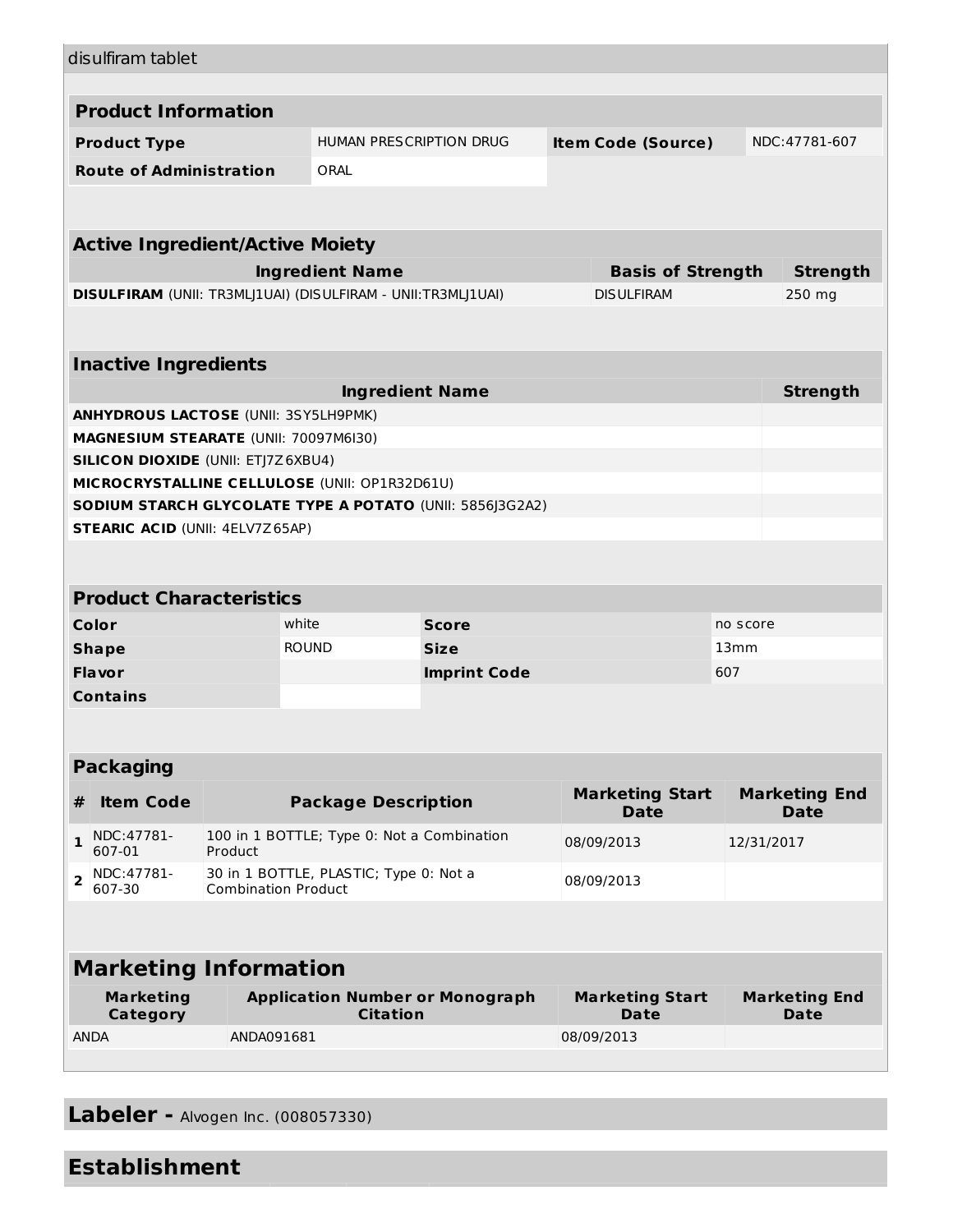disulfiram tablet

## Product Information

| | | | |
|---|---|---|---|
| **Product Type** | HUMAN PRESCRIPTION DRUG | **Item Code (Source)** | NDC:47781-607 |
| **Route of Administration** | ORAL | | |

## Active Ingredient/Active Moiety

| Ingredient Name | Basis of Strength | Strength |
|---|---|---|
| **DISULFIRAM** (UNII: TR3MLJ1UAI) (DISULFIRAM - UNII:TR3MLJ1UAI) | DISULFIRAM | 250 mg |

## Inactive Ingredients

| Ingredient Name | Strength |
|---|---|
| **ANHYDROUS LACTOSE** (UNII: 3SY5LH9PMK) | |
| **MAGNESIUM STEARATE** (UNII: 70097M6I30) | |
| **SILICON DIOXIDE** (UNII: ETJ7Z6XBU4) | |
| **MICROCRYSTALLINE CELLULOSE** (UNII: OP1R32D61U) | |
| **SODIUM STARCH GLYCOLATE TYPE A POTATO** (UNII: 5856J3G2A2) | |
| **STEARIC ACID** (UNII: 4ELV7Z65AP) | |

## Product Characteristics

| | | | |
|---|---|---|---|
| **Color** | white | **Score** | no score |
| **Shape** | ROUND | **Size** | 13mm |
| **Flavor** | | **Imprint Code** | 607 |
| **Contains** | | | |

## Packaging

| # | Item Code | Package Description | Marketing Start Date | Marketing End Date |
|---|---|---|---|---|
| 1 | NDC:47781-607-01 | 100 in 1 BOTTLE; Type 0: Not a Combination Product | 08/09/2013 | 12/31/2017 |
| 2 | NDC:47781-607-30 | 30 in 1 BOTTLE, PLASTIC; Type 0: Not a Combination Product | 08/09/2013 | |

## Marketing Information

| Marketing Category | Application Number or Monograph Citation | Marketing Start Date | Marketing End Date |
|---|---|---|---|
| ANDA | ANDA091681 | 08/09/2013 | |

## Labeler - Alvogen Inc. (008057330)

## Establishment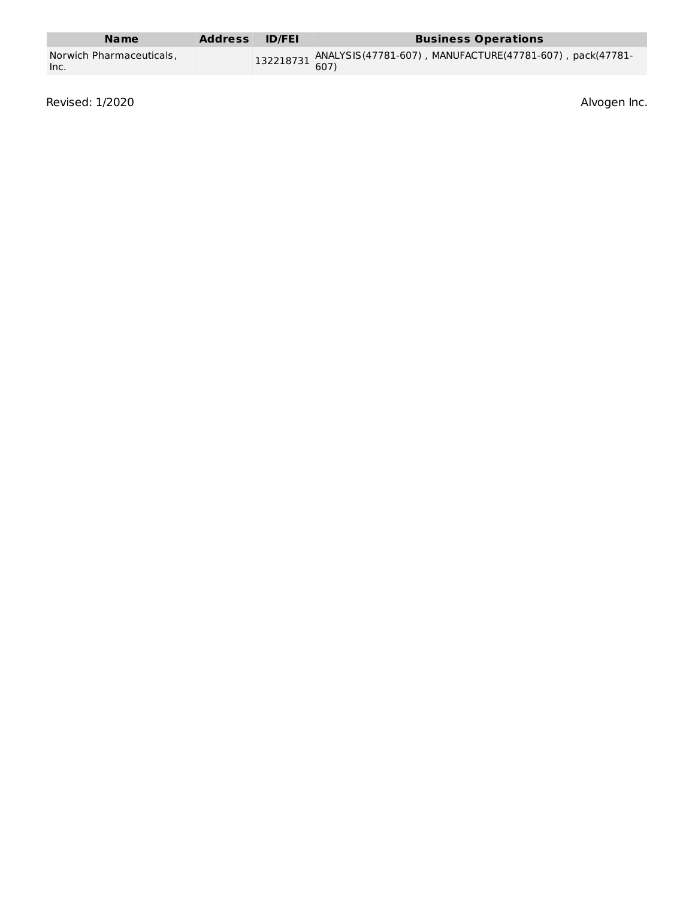| Name | Address | ID/FEI | Business Operations |
|---|---|---|---|
| Norwich Pharmaceuticals, Inc. | | 132218731 | ANALYSIS(47781-607) , MANUFACTURE(47781-607) , pack(47781-607) |

Revised: 1/2020

Alvogen Inc.